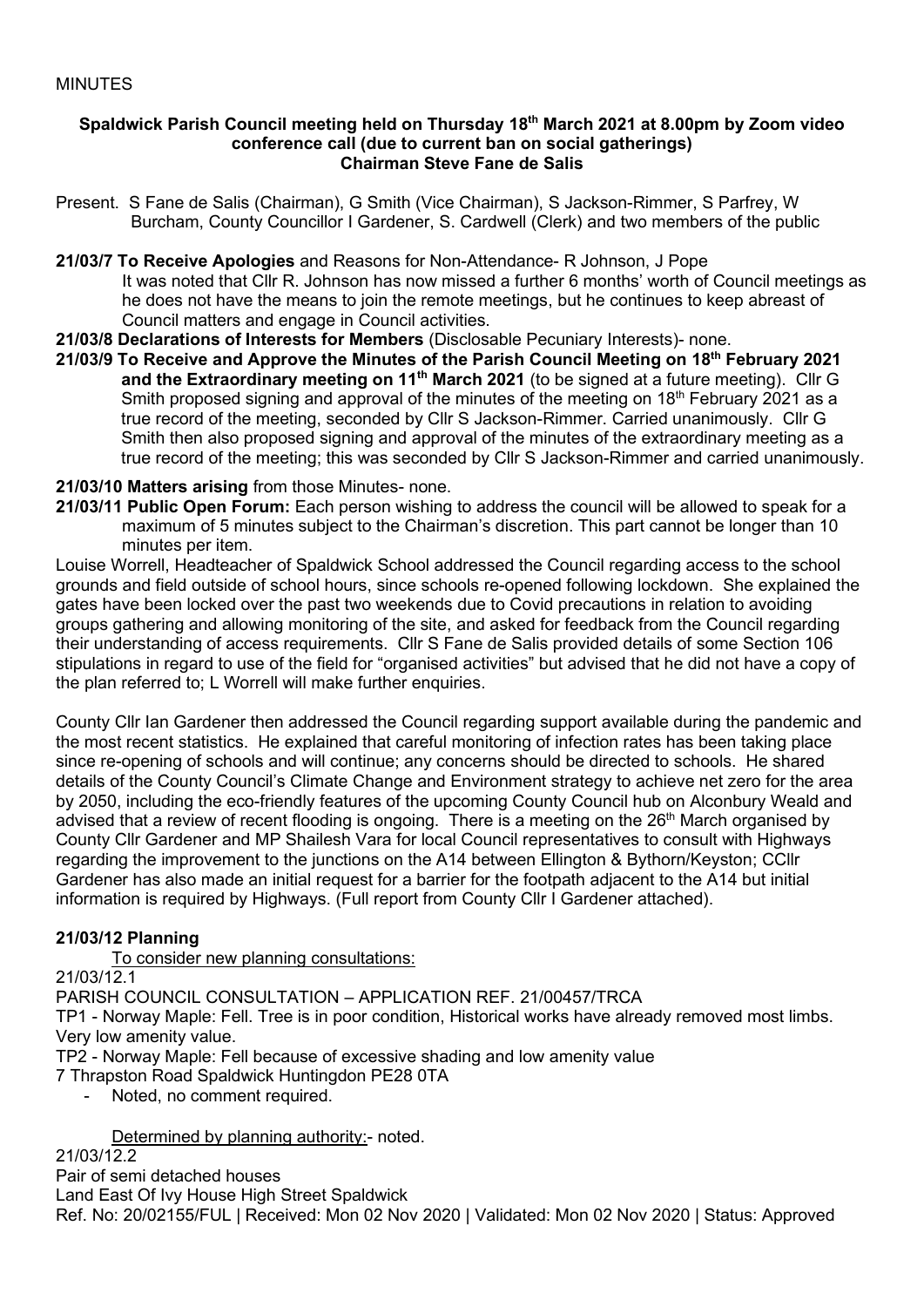MINUTES

**Spaldwick Parish Council meeting held on Thursday 18th March 2021 at 8.00pm by Zoom video conference call (due to current ban on social gatherings)**
**Chairman Steve Fane de Salis**

Present. S Fane de Salis (Chairman), G Smith (Vice Chairman), S Jackson-Rimmer, S Parfrey, W Burcham, County Councillor I Gardener, S. Cardwell (Clerk) and two members of the public

**21/03/7 To Receive Apologies** and Reasons for Non-Attendance- R Johnson, J Pope
It was noted that Cllr R. Johnson has now missed a further 6 months' worth of Council meetings as he does not have the means to join the remote meetings, but he continues to keep abreast of Council matters and engage in Council activities.

**21/03/8 Declarations of Interests for Members** (Disclosable Pecuniary Interests)- none.

**21/03/9 To Receive and Approve the Minutes of the Parish Council Meeting on 18th February 2021 and the Extraordinary meeting on 11th March 2021** (to be signed at a future meeting). Cllr G Smith proposed signing and approval of the minutes of the meeting on 18th February 2021 as a true record of the meeting, seconded by Cllr S Jackson-Rimmer. Carried unanimously. Cllr G Smith then also proposed signing and approval of the minutes of the extraordinary meeting as a true record of the meeting; this was seconded by Cllr S Jackson-Rimmer and carried unanimously.

**21/03/10 Matters arising** from those Minutes- none.

**21/03/11 Public Open Forum:** Each person wishing to address the council will be allowed to speak for a maximum of 5 minutes subject to the Chairman's discretion. This part cannot be longer than 10 minutes per item.

Louise Worrell, Headteacher of Spaldwick School addressed the Council regarding access to the school grounds and field outside of school hours, since schools re-opened following lockdown. She explained the gates have been locked over the past two weekends due to Covid precautions in relation to avoiding groups gathering and allowing monitoring of the site, and asked for feedback from the Council regarding their understanding of access requirements. Cllr S Fane de Salis provided details of some Section 106 stipulations in regard to use of the field for "organised activities" but advised that he did not have a copy of the plan referred to; L Worrell will make further enquiries.

County Cllr Ian Gardener then addressed the Council regarding support available during the pandemic and the most recent statistics. He explained that careful monitoring of infection rates has been taking place since re-opening of schools and will continue; any concerns should be directed to schools. He shared details of the County Council's Climate Change and Environment strategy to achieve net zero for the area by 2050, including the eco-friendly features of the upcoming County Council hub on Alconbury Weald and advised that a review of recent flooding is ongoing. There is a meeting on the 26th March organised by County Cllr Gardener and MP Shailesh Vara for local Council representatives to consult with Highways regarding the improvement to the junctions on the A14 between Ellington & Bythorn/Keyston; CCllr Gardener has also made an initial request for a barrier for the footpath adjacent to the A14 but initial information is required by Highways. (Full report from County Cllr I Gardener attached).

**21/03/12 Planning**

To consider new planning consultations:

21/03/12.1

PARISH COUNCIL CONSULTATION – APPLICATION REF. 21/00457/TRCA

TP1 - Norway Maple: Fell. Tree is in poor condition, Historical works have already removed most limbs. Very low amenity value.

TP2 - Norway Maple: Fell because of excessive shading and low amenity value

7 Thrapston Road Spaldwick Huntingdon PE28 0TA

- Noted, no comment required.

Determined by planning authority:- noted.

21/03/12.2

Pair of semi detached houses

Land East Of Ivy House High Street Spaldwick

Ref. No: 20/02155/FUL | Received: Mon 02 Nov 2020 | Validated: Mon 02 Nov 2020 | Status: Approved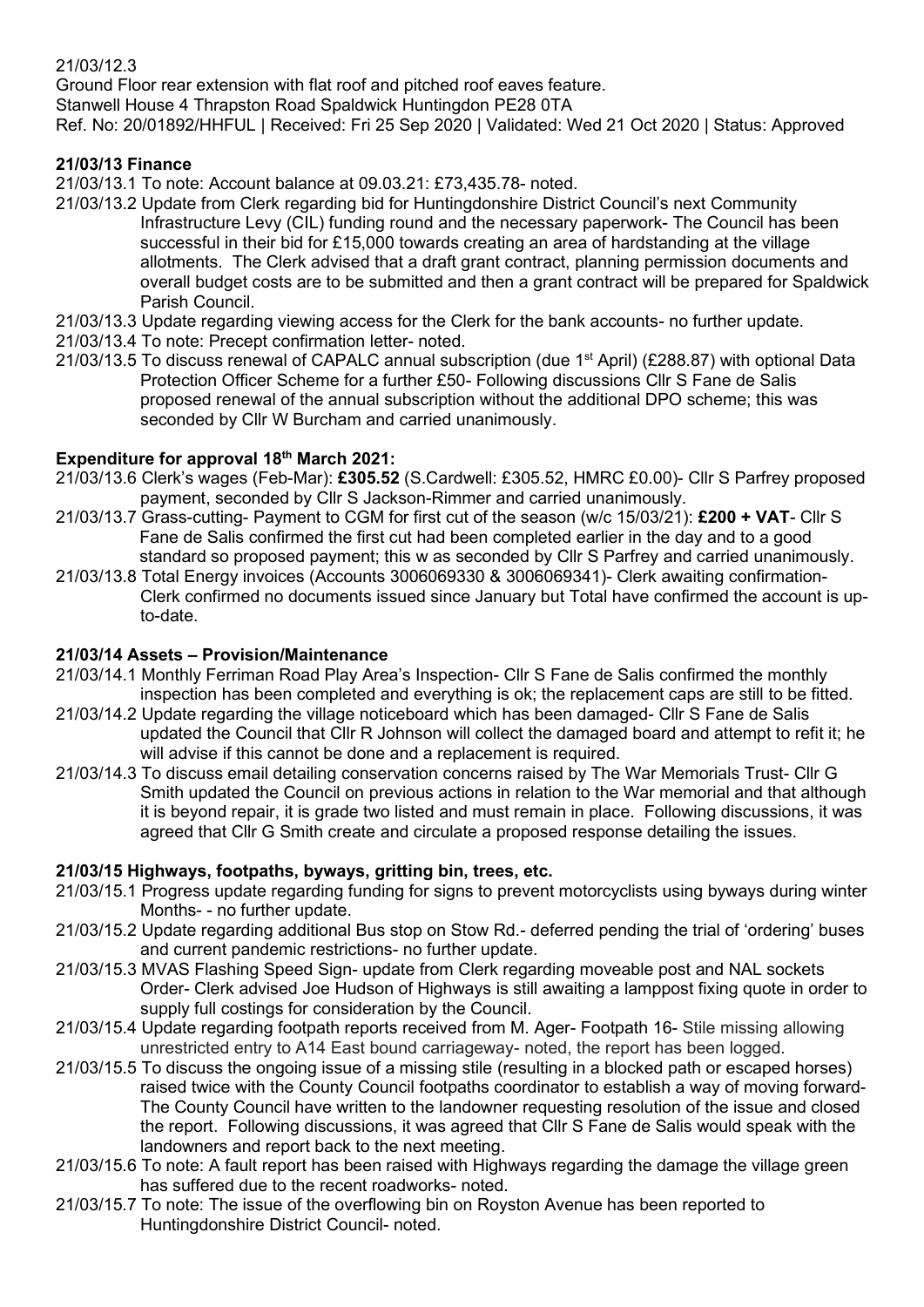21/03/12.3
Ground Floor rear extension with flat roof and pitched roof eaves feature.
Stanwell House 4 Thrapston Road Spaldwick Huntingdon PE28 0TA
Ref. No: 20/01892/HHFUL | Received: Fri 25 Sep 2020 | Validated: Wed 21 Oct 2020 | Status: Approved

**21/03/13 Finance**

21/03/13.1 To note: Account balance at 09.03.21: £73,435.78- noted.

21/03/13.2 Update from Clerk regarding bid for Huntingdonshire District Council's next Community Infrastructure Levy (CIL) funding round and the necessary paperwork- The Council has been successful in their bid for £15,000 towards creating an area of hardstanding at the village allotments. The Clerk advised that a draft grant contract, planning permission documents and overall budget costs are to be submitted and then a grant contract will be prepared for Spaldwick Parish Council.

21/03/13.3 Update regarding viewing access for the Clerk for the bank accounts- no further update.

21/03/13.4 To note: Precept confirmation letter- noted.

21/03/13.5 To discuss renewal of CAPALC annual subscription (due 1st April) (£288.87) with optional Data Protection Officer Scheme for a further £50- Following discussions Cllr S Fane de Salis proposed renewal of the annual subscription without the additional DPO scheme; this was seconded by Cllr W Burcham and carried unanimously.

**Expenditure for approval 18th March 2021:**

21/03/13.6 Clerk's wages (Feb-Mar): **£305.52** (S.Cardwell: £305.52, HMRC £0.00)- Cllr S Parfrey proposed payment, seconded by Cllr S Jackson-Rimmer and carried unanimously.

21/03/13.7 Grass-cutting- Payment to CGM for first cut of the season (w/c 15/03/21): **£200 + VAT**- Cllr S Fane de Salis confirmed the first cut had been completed earlier in the day and to a good standard so proposed payment; this w as seconded by Cllr S Parfrey and carried unanimously.

21/03/13.8 Total Energy invoices (Accounts 3006069330 & 3006069341)- Clerk awaiting confirmation- Clerk confirmed no documents issued since January but Total have confirmed the account is up-to-date.

**21/03/14 Assets – Provision/Maintenance**

21/03/14.1 Monthly Ferriman Road Play Area's Inspection- Cllr S Fane de Salis confirmed the monthly inspection has been completed and everything is ok; the replacement caps are still to be fitted.

21/03/14.2 Update regarding the village noticeboard which has been damaged- Cllr S Fane de Salis updated the Council that Cllr R Johnson will collect the damaged board and attempt to refit it; he will advise if this cannot be done and a replacement is required.

21/03/14.3 To discuss email detailing conservation concerns raised by The War Memorials Trust- Cllr G Smith updated the Council on previous actions in relation to the War memorial and that although it is beyond repair, it is grade two listed and must remain in place. Following discussions, it was agreed that Cllr G Smith create and circulate a proposed response detailing the issues.

**21/03/15 Highways, footpaths, byways, gritting bin, trees, etc.**

21/03/15.1 Progress update regarding funding for signs to prevent motorcyclists using byways during winter Months- - no further update.

21/03/15.2 Update regarding additional Bus stop on Stow Rd.- deferred pending the trial of 'ordering' buses and current pandemic restrictions- no further update.

21/03/15.3 MVAS Flashing Speed Sign- update from Clerk regarding moveable post and NAL sockets Order- Clerk advised Joe Hudson of Highways is still awaiting a lamppost fixing quote in order to supply full costings for consideration by the Council.

21/03/15.4 Update regarding footpath reports received from M. Ager- Footpath 16- Stile missing allowing unrestricted entry to A14 East bound carriageway- noted, the report has been logged.

21/03/15.5 To discuss the ongoing issue of a missing stile (resulting in a blocked path or escaped horses) raised twice with the County Council footpaths coordinator to establish a way of moving forward- The County Council have written to the landowner requesting resolution of the issue and closed the report. Following discussions, it was agreed that Cllr S Fane de Salis would speak with the landowners and report back to the next meeting.

21/03/15.6 To note: A fault report has been raised with Highways regarding the damage the village green has suffered due to the recent roadworks- noted.

21/03/15.7 To note: The issue of the overflowing bin on Royston Avenue has been reported to Huntingdonshire District Council- noted.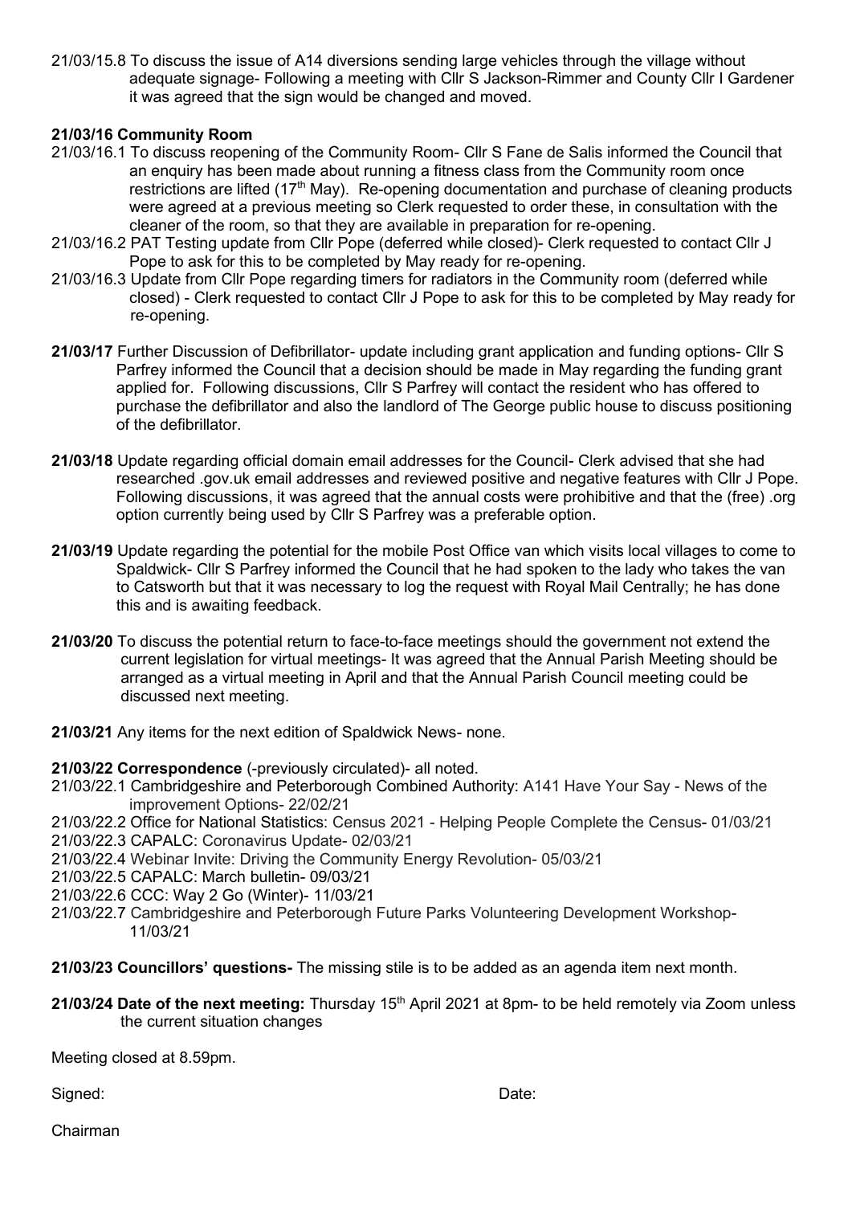21/03/15.8 To discuss the issue of A14 diversions sending large vehicles through the village without adequate signage- Following a meeting with Cllr S Jackson-Rimmer and County Cllr I Gardener it was agreed that the sign would be changed and moved.

**21/03/16 Community Room**

21/03/16.1 To discuss reopening of the Community Room- Cllr S Fane de Salis informed the Council that an enquiry has been made about running a fitness class from the Community room once restrictions are lifted (17th May). Re-opening documentation and purchase of cleaning products were agreed at a previous meeting so Clerk requested to order these, in consultation with the cleaner of the room, so that they are available in preparation for re-opening.

21/03/16.2 PAT Testing update from Cllr Pope (deferred while closed)- Clerk requested to contact Cllr J Pope to ask for this to be completed by May ready for re-opening.

21/03/16.3 Update from Cllr Pope regarding timers for radiators in the Community room (deferred while closed) - Clerk requested to contact Cllr J Pope to ask for this to be completed by May ready for re-opening.

**21/03/17** Further Discussion of Defibrillator- update including grant application and funding options- Cllr S Parfrey informed the Council that a decision should be made in May regarding the funding grant applied for. Following discussions, Cllr S Parfrey will contact the resident who has offered to purchase the defibrillator and also the landlord of The George public house to discuss positioning of the defibrillator.

**21/03/18** Update regarding official domain email addresses for the Council- Clerk advised that she had researched .gov.uk email addresses and reviewed positive and negative features with Cllr J Pope. Following discussions, it was agreed that the annual costs were prohibitive and that the (free) .org option currently being used by Cllr S Parfrey was a preferable option.

**21/03/19** Update regarding the potential for the mobile Post Office van which visits local villages to come to Spaldwick- Cllr S Parfrey informed the Council that he had spoken to the lady who takes the van to Catsworth but that it was necessary to log the request with Royal Mail Centrally; he has done this and is awaiting feedback.

**21/03/20** To discuss the potential return to face-to-face meetings should the government not extend the current legislation for virtual meetings- It was agreed that the Annual Parish Meeting should be arranged as a virtual meeting in April and that the Annual Parish Council meeting could be discussed next meeting.

**21/03/21** Any items for the next edition of Spaldwick News- none.

**21/03/22 Correspondence** (-previously circulated)- all noted.

21/03/22.1 Cambridgeshire and Peterborough Combined Authority: A141 Have Your Say - News of the improvement Options- 22/02/21

21/03/22.2 Office for National Statistics: Census 2021 - Helping People Complete the Census- 01/03/21

21/03/22.3 CAPALC: Coronavirus Update- 02/03/21

21/03/22.4 Webinar Invite: Driving the Community Energy Revolution- 05/03/21

21/03/22.5 CAPALC: March bulletin- 09/03/21

21/03/22.6 CCC: Way 2 Go (Winter)- 11/03/21

21/03/22.7 Cambridgeshire and Peterborough Future Parks Volunteering Development Workshop- 11/03/21

**21/03/23 Councillors' questions-** The missing stile is to be added as an agenda item next month.

**21/03/24 Date of the next meeting:** Thursday 15th April 2021 at 8pm- to be held remotely via Zoom unless the current situation changes

Meeting closed at 8.59pm.

Signed: Date:

Chairman